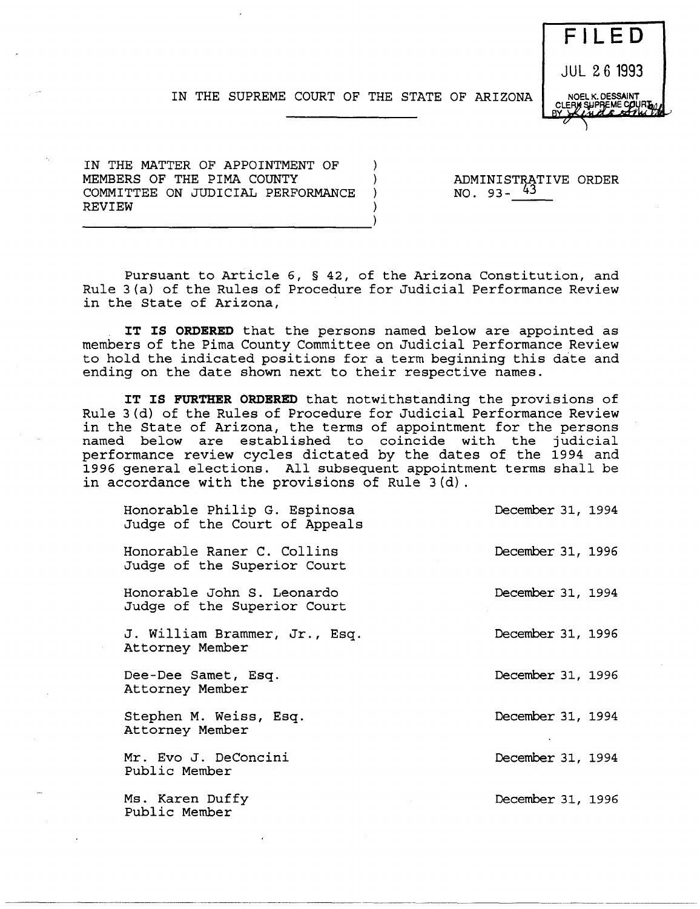FILED

JUL 26 1993

NOEL K. DESSAINT
CLERK SUPREME COURT
BY

IN THE SUPREME COURT OF THE STATE OF ARIZONA

IN THE MATTER OF APPOINTMENT OF MEMBERS OF THE PIMA COUNTY COMMITTEE ON JUDICIAL PERFORMANCE REVIEW

ADMINISTRATIVE ORDER NO. 93-43

Pursuant to Article 6, § 42, of the Arizona Constitution, and Rule 3(a) of the Rules of Procedure for Judicial Performance Review in the State of Arizona,

**IT IS ORDERED** that the persons named below are appointed as members of the Pima County Committee on Judicial Performance Review to hold the indicated positions for a term beginning this date and ending on the date shown next to their respective names.

**IT IS FURTHER ORDERED** that notwithstanding the provisions of Rule 3(d) of the Rules of Procedure for Judicial Performance Review in the State of Arizona, the terms of appointment for the persons named below are established to coincide with the judicial performance review cycles dictated by the dates of the 1994 and 1996 general elections. All subsequent appointment terms shall be in accordance with the provisions of Rule 3(d).

| | |
|---|---|
| Honorable Philip G. Espinosa<br>Judge of the Court of Appeals | December 31, 1994 |
| Honorable Raner C. Collins<br>Judge of the Superior Court | December 31, 1996 |
| Honorable John S. Leonardo<br>Judge of the Superior Court | December 31, 1994 |
| J. William Brammer, Jr., Esq.<br>Attorney Member | December 31, 1996 |
| Dee-Dee Samet, Esq.<br>Attorney Member | December 31, 1996 |
| Stephen M. Weiss, Esq.<br>Attorney Member | December 31, 1994 |
| Mr. Evo J. DeConcini<br>Public Member | December 31, 1994 |
| Ms. Karen Duffy<br>Public Member | December 31, 1996 |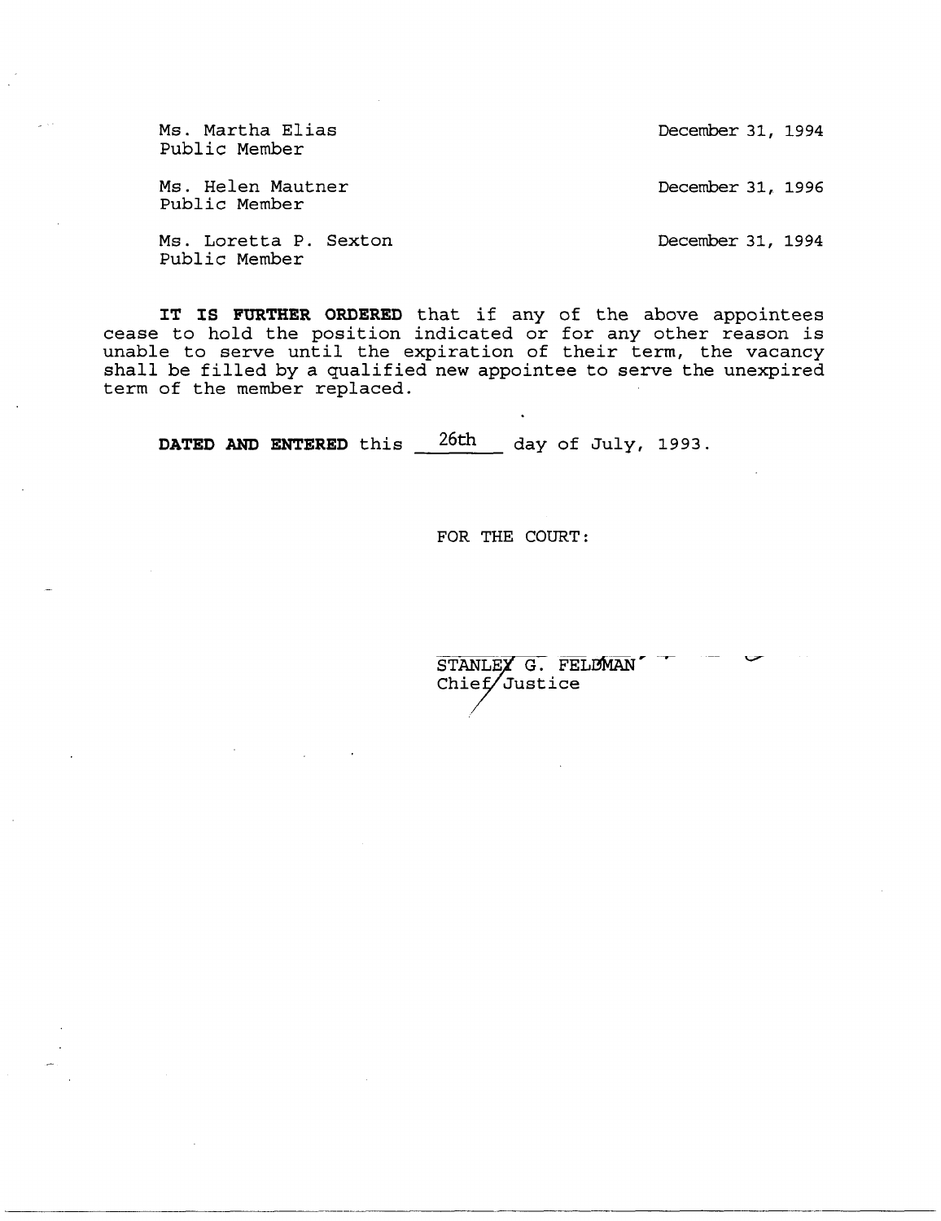| | |
|---|---|
| Ms. Martha Elias<br>Public Member | December 31, 1994 |
| Ms. Helen Mautner<br>Public Member | December 31, 1996 |
| Ms. Loretta P. Sexton<br>Public Member | December 31, 1994 |

**IT IS FURTHER ORDERED** that if any of the above appointees cease to hold the position indicated or for any other reason is unable to serve until the expiration of their term, the vacancy shall be filled by a qualified new appointee to serve the unexpired term of the member replaced.

**DATED AND ENTERED** this 26th day of July, 1993.

FOR THE COURT:

STANLEY G. FELDMAN
Chief Justice